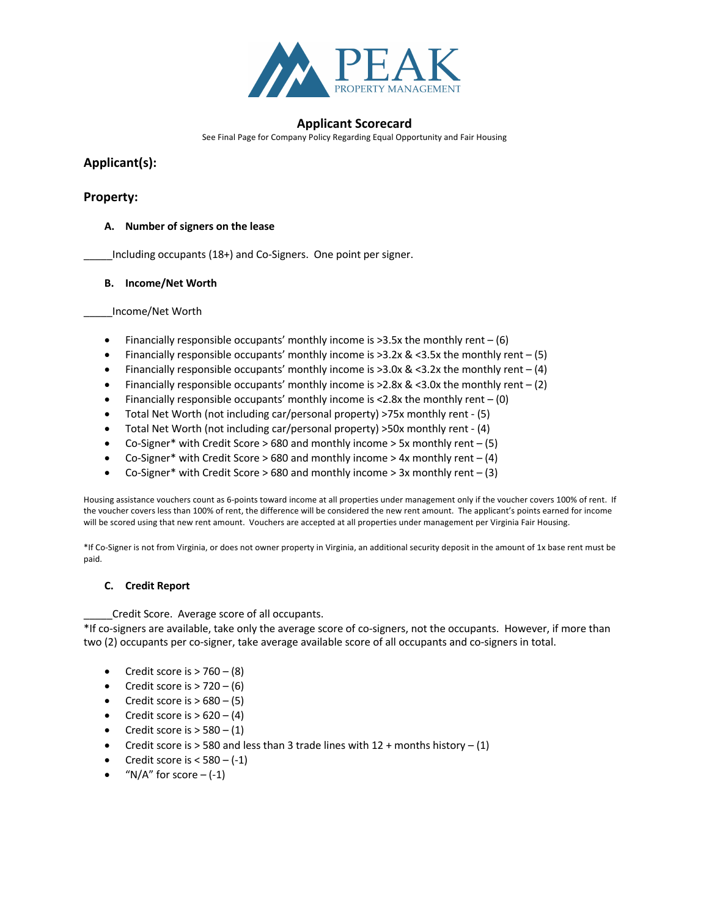# PEAK PROPERTY MANAGEMENT

## Applicant Scorecard

See Final Page for Company Policy Regarding Equal Opportunity and Fair Housing

### Applicant(s):

### Property:

**A. Number of signers on the lease**

_____Including occupants (18+) and Co-Signers.  One point per signer.

**B. Income/Net Worth**

_____Income/Net Worth

- Financially responsible occupants' monthly income is >3.5x the monthly rent – (6)
- Financially responsible occupants' monthly income is >3.2x & <3.5x the monthly rent – (5)
- Financially responsible occupants' monthly income is >3.0x & <3.2x the monthly rent – (4)
- Financially responsible occupants' monthly income is >2.8x & <3.0x the monthly rent – (2)
- Financially responsible occupants' monthly income is <2.8x the monthly rent – (0)
- Total Net Worth (not including car/personal property) >75x monthly rent - (5)
- Total Net Worth (not including car/personal property) >50x monthly rent - (4)
- Co-Signer* with Credit Score > 680 and monthly income > 5x monthly rent – (5)
- Co-Signer* with Credit Score > 680 and monthly income > 4x monthly rent – (4)
- Co-Signer* with Credit Score > 680 and monthly income > 3x monthly rent – (3)

Housing assistance vouchers count as 6-points toward income at all properties under management only if the voucher covers 100% of rent. If the voucher covers less than 100% of rent, the difference will be considered the new rent amount. The applicant's points earned for income will be scored using that new rent amount. Vouchers are accepted at all properties under management per Virginia Fair Housing.

*If Co-Signer is not from Virginia, or does not owner property in Virginia, an additional security deposit in the amount of 1x base rent must be paid.

**C. Credit Report**

_____Credit Score. Average score of all occupants.
*If co-signers are available, take only the average score of co-signers, not the occupants. However, if more than two (2) occupants per co-signer, take average available score of all occupants and co-signers in total.

- Credit score is > 760 – (8)
- Credit score is > 720 – (6)
- Credit score is > 680 – (5)
- Credit score is > 620 – (4)
- Credit score is > 580 – (1)
- Credit score is > 580 and less than 3 trade lines with 12 + months history – (1)
- Credit score is < 580 – (-1)
- "N/A" for score – (-1)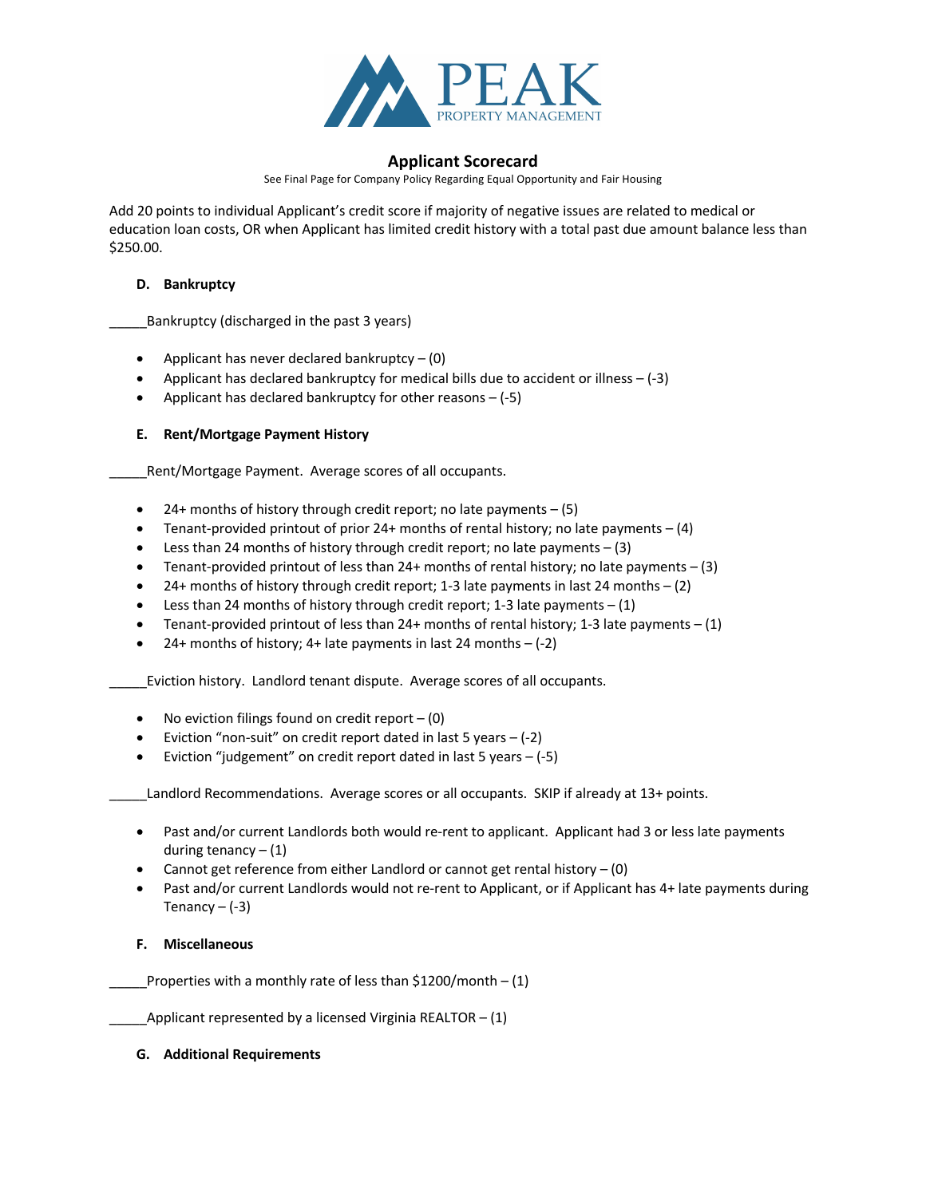PEAK PROPERTY MANAGEMENT

## Applicant Scorecard

See Final Page for Company Policy Regarding Equal Opportunity and Fair Housing

Add 20 points to individual Applicant's credit score if majority of negative issues are related to medical or education loan costs, OR when Applicant has limited credit history with a total past due amount balance less than $250.00.

### D. Bankruptcy

_____Bankruptcy (discharged in the past 3 years)

- Applicant has never declared bankruptcy – (0)
- Applicant has declared bankruptcy for medical bills due to accident or illness – (-3)
- Applicant has declared bankruptcy for other reasons – (-5)

### E. Rent/Mortgage Payment History

_____Rent/Mortgage Payment. Average scores of all occupants.

- 24+ months of history through credit report; no late payments – (5)
- Tenant-provided printout of prior 24+ months of rental history; no late payments – (4)
- Less than 24 months of history through credit report; no late payments – (3)
- Tenant-provided printout of less than 24+ months of rental history; no late payments – (3)
- 24+ months of history through credit report; 1-3 late payments in last 24 months – (2)
- Less than 24 months of history through credit report; 1-3 late payments – (1)
- Tenant-provided printout of less than 24+ months of rental history; 1-3 late payments – (1)
- 24+ months of history; 4+ late payments in last 24 months – (-2)

_____Eviction history. Landlord tenant dispute. Average scores of all occupants.

- No eviction filings found on credit report – (0)
- Eviction "non-suit" on credit report dated in last 5 years – (-2)
- Eviction "judgement" on credit report dated in last 5 years – (-5)

_____Landlord Recommendations. Average scores or all occupants. SKIP if already at 13+ points.

- Past and/or current Landlords both would re-rent to applicant. Applicant had 3 or less late payments during tenancy – (1)
- Cannot get reference from either Landlord or cannot get rental history – (0)
- Past and/or current Landlords would not re-rent to Applicant, or if Applicant has 4+ late payments during Tenancy – (-3)

### F. Miscellaneous

_____Properties with a monthly rate of less than $1200/month – (1)

_____Applicant represented by a licensed Virginia REALTOR – (1)

### G. Additional Requirements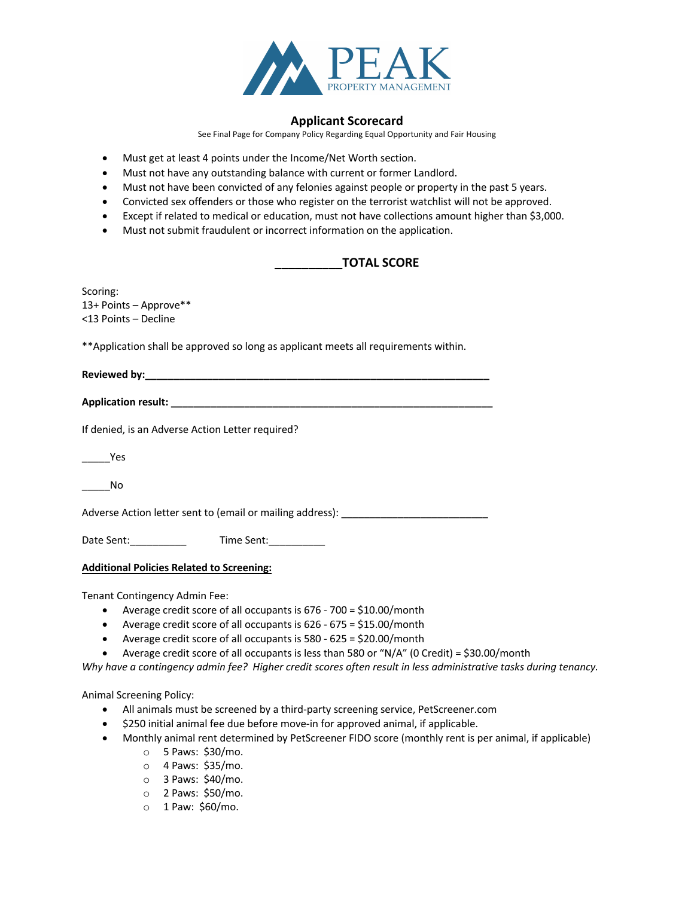PEAK
PROPERTY MANAGEMENT

## Applicant Scorecard

See Final Page for Company Policy Regarding Equal Opportunity and Fair Housing

- Must get at least 4 points under the Income/Net Worth section.
- Must not have any outstanding balance with current or former Landlord.
- Must not have been convicted of any felonies against people or property in the past 5 years.
- Convicted sex offenders or those who register on the terrorist watchlist will not be approved.
- Except if related to medical or education, must not have collections amount higher than $3,000.
- Must not submit fraudulent or incorrect information on the application.

**__________TOTAL SCORE**

Scoring:
13+ Points – Approve**
<13 Points – Decline

**Application shall be approved so long as applicant meets all requirements within.

**Reviewed by:__________________________________________________________**

**Application result: ____________________________________________________**

If denied, is an Adverse Action Letter required?

_____Yes

_____No

Adverse Action letter sent to (email or mailing address): _________________________

Date Sent:__________ Time Sent:__________

**Additional Policies Related to Screening:**

Tenant Contingency Admin Fee:

- Average credit score of all occupants is 676 - 700 = $10.00/month
- Average credit score of all occupants is 626 - 675 = $15.00/month
- Average credit score of all occupants is 580 - 625 = $20.00/month
- Average credit score of all occupants is less than 580 or "N/A" (0 Credit) = $30.00/month

*Why have a contingency admin fee? Higher credit scores often result in less administrative tasks during tenancy.*

Animal Screening Policy:

- All animals must be screened by a third-party screening service, PetScreener.com
- $250 initial animal fee due before move-in for approved animal, if applicable.
- Monthly animal rent determined by PetScreener FIDO score (monthly rent is per animal, if applicable)
  - 5 Paws: $30/mo.
  - 4 Paws: $35/mo.
  - 3 Paws: $40/mo.
  - 2 Paws: $50/mo.
  - 1 Paw: $60/mo.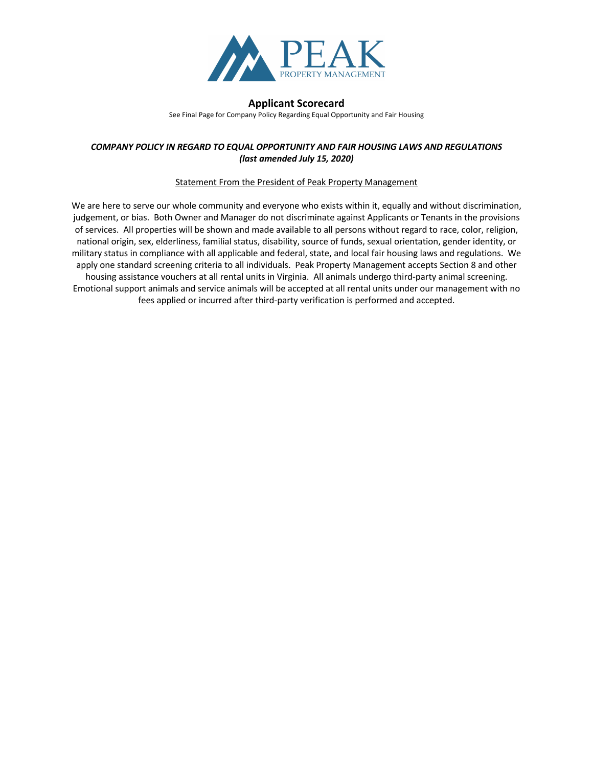PEAK
PROPERTY MANAGEMENT

# Applicant Scorecard

See Final Page for Company Policy Regarding Equal Opportunity and Fair Housing

***COMPANY POLICY IN REGARD TO EQUAL OPPORTUNITY AND FAIR HOUSING LAWS AND REGULATIONS (last amended July 15, 2020)***

<u>Statement From the President of Peak Property Management</u>

We are here to serve our whole community and everyone who exists within it, equally and without discrimination, judgement, or bias. Both Owner and Manager do not discriminate against Applicants or Tenants in the provisions of services. All properties will be shown and made available to all persons without regard to race, color, religion, national origin, sex, elderliness, familial status, disability, source of funds, sexual orientation, gender identity, or military status in compliance with all applicable and federal, state, and local fair housing laws and regulations. We apply one standard screening criteria to all individuals. Peak Property Management accepts Section 8 and other housing assistance vouchers at all rental units in Virginia. All animals undergo third-party animal screening. Emotional support animals and service animals will be accepted at all rental units under our management with no fees applied or incurred after third-party verification is performed and accepted.